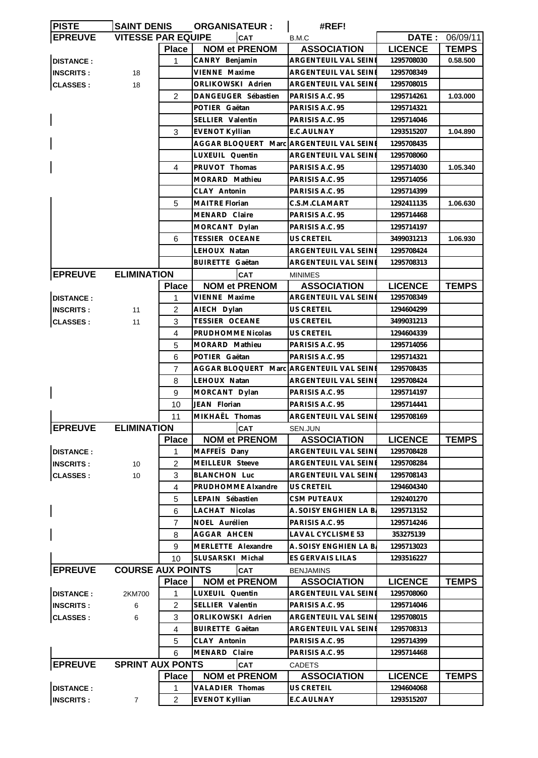| PISTE | SAINT DENIS | ORGANISATEUR : | | #REF! | | |
|---|---|---|---|---|---|---|
| EPREUVE | VITESSE PAR EQUIPE | | CAT | B.M.C | DATE : | 06/09/11 |
| | | Place | NOM et PRENOM | ASSOCIATION | LICENCE | TEMPS |
| DISTANCE : | | 1 | CANRY Benjamin | ARGENTEUIL VAL SEINE | 1295708030 | 0.58.500 |
| INSCRITS : | 18 | | VIENNE Maxime | ARGENTEUIL VAL SEINE | 1295708349 | |
| CLASSES : | 18 | | ORLIKOWSKI Adrien | ARGENTEUIL VAL SEINE | 1295708015 | |
| | | 2 | DANGEUGER Sébastien | PARISIS A.C. 95 | 1295714261 | 1.03.000 |
| | | | POTIER Gaëtan | PARISIS A.C. 95 | 1295714321 | |
| | | | SELLIER Valentin | PARISIS A.C. 95 | 1295714046 | |
| | | 3 | EVENOT Kyllian | E.C.AULNAY | 1293515207 | 1.04.890 |
| | | | AGGAR BLOQUERT Marc | ARGENTEUIL VAL SEINE | 1295708435 | |
| | | | LUXEUIL Quentin | ARGENTEUIL VAL SEINE | 1295708060 | |
| | | 4 | PRUVOT Thomas | PARISIS A.C. 95 | 1295714030 | 1.05.340 |
| | | | MORARD Mathieu | PARISIS A.C. 95 | 1295714056 | |
| | | | CLAY Antonin | PARISIS A.C. 95 | 1295714399 | |
| | | 5 | MAITRE Florian | C.S.M.CLAMART | 1292411135 | 1.06.630 |
| | | | MENARD Claire | PARISIS A.C. 95 | 1295714468 | |
| | | | MORCANT Dylan | PARISIS A.C. 95 | 1295714197 | |
| | | 6 | TESSIER OCEANE | US CRETEIL | 3499031213 | 1.06.930 |
| | | | LEHOUX Natan | ARGENTEUIL VAL SEINE | 1295708424 | |
| | | | BUIRETTE Gaëtan | ARGENTEUIL VAL SEINE | 1295708313 | |
| EPREUVE | ELIMINATION | | CAT | MINIMES | | |
| | | Place | NOM et PRENOM | ASSOCIATION | LICENCE | TEMPS |
| DISTANCE : | | 1 | VIENNE Maxime | ARGENTEUIL VAL SEINE | 1295708349 | |
| INSCRITS : | 11 | 2 | AIECH Dylan | US CRETEIL | 1294604299 | |
| CLASSES : | 11 | 3 | TESSIER OCEANE | US CRETEIL | 3499031213 | |
| | | 4 | PRUDHOMME Nicolas | US CRETEIL | 1294604339 | |
| | | 5 | MORARD Mathieu | PARISIS A.C. 95 | 1295714056 | |
| | | 6 | POTIER Gaëtan | PARISIS A.C. 95 | 1295714321 | |
| | | 7 | AGGAR BLOQUERT Marc | ARGENTEUIL VAL SEINE | 1295708435 | |
| | | 8 | LEHOUX Natan | ARGENTEUIL VAL SEINE | 1295708424 | |
| | | 9 | MORCANT Dylan | PARISIS A.C. 95 | 1295714197 | |
| | | 10 | JEAN Florian | PARISIS A.C. 95 | 1295714441 | |
| | | 11 | MIKHAËL Thomas | ARGENTEUIL VAL SEINE | 1295708169 | |
| EPREUVE | ELIMINATION | | CAT | SEN.JUN | | |
| | | Place | NOM et PRENOM | ASSOCIATION | LICENCE | TEMPS |
| DISTANCE : | | 1 | MAFFEÏS Dany | ARGENTEUIL VAL SEINE | 1295708428 | |
| INSCRITS : | 10 | 2 | MEILLEUR Steeve | ARGENTEUIL VAL SEINE | 1295708284 | |
| CLASSES : | 10 | 3 | BLANCHON Luc | ARGENTEUIL VAL SEINE | 1295708143 | |
| | | 4 | PRUDHOMME Alxandre | US CRETEIL | 1294604340 | |
| | | 5 | LEPAIN Sébastien | CSM PUTEAUX | 1292401270 | |
| | | 6 | LACHAT Nicolas | A. SOISY ENGHIEN LA BA | 1295713152 | |
| | | 7 | NOEL Aurélien | PARISIS A.C. 95 | 1295714246 | |
| | | 8 | AGGAR AHCEN | LAVAL CYCLISME 53 | 353275139 | |
| | | 9 | MERLETTE Alexandre | A. SOISY ENGHIEN LA BA | 1295713023 | |
| | | 10 | SLUSARSKI Michal | ES GERVAIS LILAS | 1293516227 | |
| EPREUVE | COURSE AUX POINTS | | CAT | BENJAMINS | | |
| | | Place | NOM et PRENOM | ASSOCIATION | LICENCE | TEMPS |
| DISTANCE : | 2KM700 | 1 | LUXEUIL Quentin | ARGENTEUIL VAL SEINE | 1295708060 | |
| INSCRITS : | 6 | 2 | SELLIER Valentin | PARISIS A.C. 95 | 1295714046 | |
| CLASSES : | 6 | 3 | ORLIKOWSKI Adrien | ARGENTEUIL VAL SEINE | 1295708015 | |
| | | 4 | BUIRETTE Gaëtan | ARGENTEUIL VAL SEINE | 1295708313 | |
| | | 5 | CLAY Antonin | PARISIS A.C. 95 | 1295714399 | |
| | | 6 | MENARD Claire | PARISIS A.C. 95 | 1295714468 | |
| EPREUVE | SPRINT AUX PONTS | | CAT | CADETS | | |
| | | Place | NOM et PRENOM | ASSOCIATION | LICENCE | TEMPS |
| DISTANCE : | | 1 | VALADIER Thomas | US CRETEIL | 1294604068 | |
| INSCRITS : | 7 | 2 | EVENOT Kyllian | E.C.AULNAY | 1293515207 | |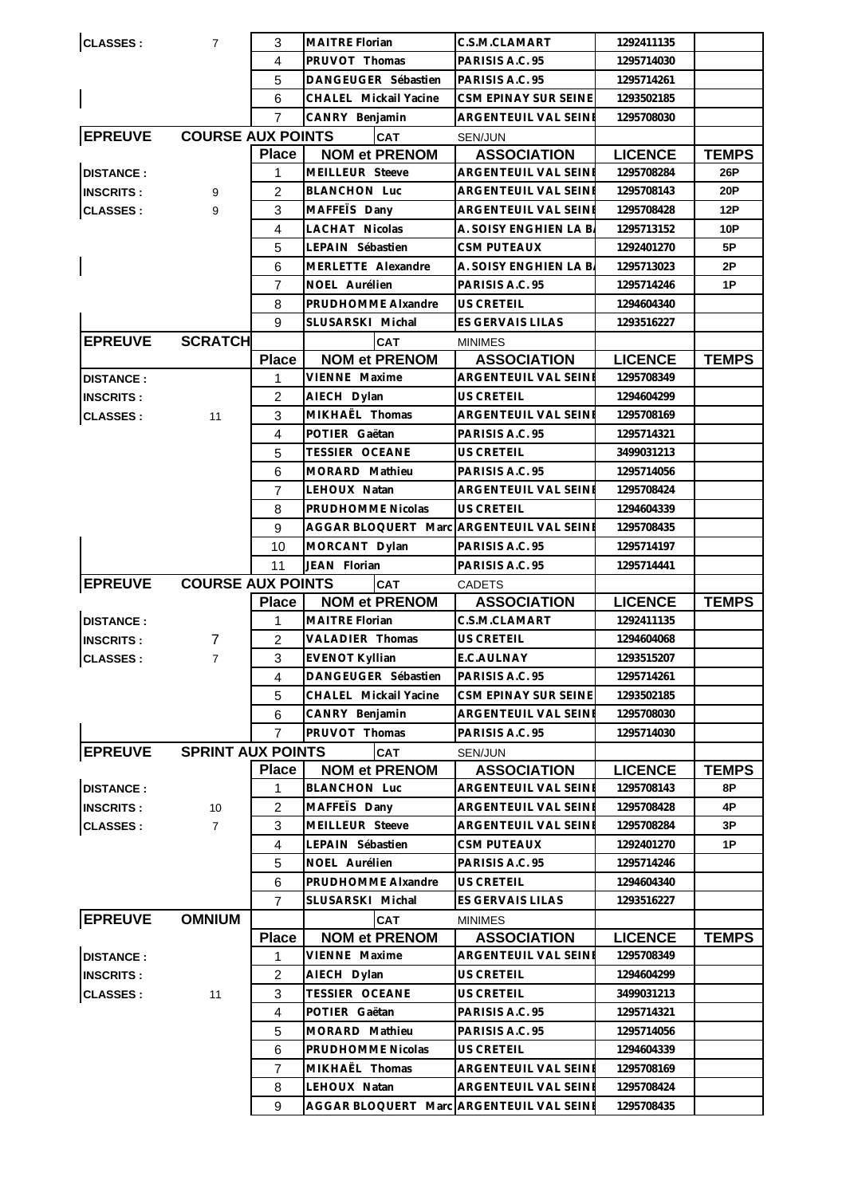| | | Place | NOM et PRENOM | ASSOCIATION | LICENCE | TEMPS |
|---|---|---|---|---|---|---|
| CLASSES : | 7 | 3 | MAITRE Florian | C.S.M.CLAMART | 1292411135 | |
| | | 4 | PRUVOT Thomas | PARISIS A.C. 95 | 1295714030 | |
| | | 5 | DANGEUGER Sébastien | PARISIS A.C. 95 | 1295714261 | |
| | | 6 | CHALEL Mickail Yacine | CSM EPINAY SUR SEINE | 1293502185 | |
| | | 7 | CANRY Benjamin | ARGENTEUIL VAL SEINE | 1295708030 | |

| EPREUVE | COURSE AUX POINTS | | CAT | SEN/JUN | | |
|---|---|---|---|---|---|---|
| | | Place | NOM et PRENOM | ASSOCIATION | LICENCE | TEMPS |
| DISTANCE : | | 1 | MEILLEUR Steeve | ARGENTEUIL VAL SEINE | 1295708284 | 26P |
| INSCRITS : | 9 | 2 | BLANCHON Luc | ARGENTEUIL VAL SEINE | 1295708143 | 20P |
| CLASSES : | 9 | 3 | MAFFEÏS Dany | ARGENTEUIL VAL SEINE | 1295708428 | 12P |
| | | 4 | LACHAT Nicolas | A. SOISY ENGHIEN LA BA | 1295713152 | 10P |
| | | 5 | LEPAIN Sébastien | CSM PUTEAUX | 1292401270 | 5P |
| | | 6 | MERLETTE Alexandre | A. SOISY ENGHIEN LA BA | 1295713023 | 2P |
| | | 7 | NOEL Aurélien | PARISIS A.C. 95 | 1295714246 | 1P |
| | | 8 | PRUDHOMME Alxandre | US CRETEIL | 1294604340 | |
| | | 9 | SLUSARSKI Michal | ES GERVAIS LILAS | 1293516227 | |

| EPREUVE | SCRATCH | | CAT | MINIMES | | |
|---|---|---|---|---|---|---|
| | | Place | NOM et PRENOM | ASSOCIATION | LICENCE | TEMPS |
| DISTANCE : | | 1 | VIENNE Maxime | ARGENTEUIL VAL SEINE | 1295708349 | |
| INSCRITS : | | 2 | AIECH Dylan | US CRETEIL | 1294604299 | |
| CLASSES : | 11 | 3 | MIKHAËL Thomas | ARGENTEUIL VAL SEINE | 1295708169 | |
| | | 4 | POTIER Gaëtan | PARISIS A.C. 95 | 1295714321 | |
| | | 5 | TESSIER OCEANE | US CRETEIL | 3499031213 | |
| | | 6 | MORARD Mathieu | PARISIS A.C. 95 | 1295714056 | |
| | | 7 | LEHOUX Natan | ARGENTEUIL VAL SEINE | 1295708424 | |
| | | 8 | PRUDHOMME Nicolas | US CRETEIL | 1294604339 | |
| | | 9 | AGGAR BLOQUERT Marc | ARGENTEUIL VAL SEINE | 1295708435 | |
| | | 10 | MORCANT Dylan | PARISIS A.C. 95 | 1295714197 | |
| | | 11 | JEAN Florian | PARISIS A.C. 95 | 1295714441 | |

| EPREUVE | COURSE AUX POINTS | | CAT | CADETS | | |
|---|---|---|---|---|---|---|
| | | Place | NOM et PRENOM | ASSOCIATION | LICENCE | TEMPS |
| DISTANCE : | | 1 | MAITRE Florian | C.S.M.CLAMART | 1292411135 | |
| INSCRITS : | 7 | 2 | VALADIER Thomas | US CRETEIL | 1294604068 | |
| CLASSES : | 7 | 3 | EVENOT Kyllian | E.C.AULNAY | 1293515207 | |
| | | 4 | DANGEUGER Sébastien | PARISIS A.C. 95 | 1295714261 | |
| | | 5 | CHALEL Mickail Yacine | CSM EPINAY SUR SEINE | 1293502185 | |
| | | 6 | CANRY Benjamin | ARGENTEUIL VAL SEINE | 1295708030 | |
| | | 7 | PRUVOT Thomas | PARISIS A.C. 95 | 1295714030 | |

| EPREUVE | SPRINT AUX POINTS | | CAT | SEN/JUN | | |
|---|---|---|---|---|---|---|
| | | Place | NOM et PRENOM | ASSOCIATION | LICENCE | TEMPS |
| DISTANCE : | | 1 | BLANCHON Luc | ARGENTEUIL VAL SEINE | 1295708143 | 8P |
| INSCRITS : | 10 | 2 | MAFFEÏS Dany | ARGENTEUIL VAL SEINE | 1295708428 | 4P |
| CLASSES : | 7 | 3 | MEILLEUR Steeve | ARGENTEUIL VAL SEINE | 1295708284 | 3P |
| | | 4 | LEPAIN Sébastien | CSM PUTEAUX | 1292401270 | 1P |
| | | 5 | NOEL Aurélien | PARISIS A.C. 95 | 1295714246 | |
| | | 6 | PRUDHOMME Alxandre | US CRETEIL | 1294604340 | |
| | | 7 | SLUSARSKI Michal | ES GERVAIS LILAS | 1293516227 | |

| EPREUVE | OMNIUM | | CAT | MINIMES | | |
|---|---|---|---|---|---|---|
| | | Place | NOM et PRENOM | ASSOCIATION | LICENCE | TEMPS |
| DISTANCE : | | 1 | VIENNE Maxime | ARGENTEUIL VAL SEINE | 1295708349 | |
| INSCRITS : | | 2 | AIECH Dylan | US CRETEIL | 1294604299 | |
| CLASSES : | 11 | 3 | TESSIER OCEANE | US CRETEIL | 3499031213 | |
| | | 4 | POTIER Gaëtan | PARISIS A.C. 95 | 1295714321 | |
| | | 5 | MORARD Mathieu | PARISIS A.C. 95 | 1295714056 | |
| | | 6 | PRUDHOMME Nicolas | US CRETEIL | 1294604339 | |
| | | 7 | MIKHAËL Thomas | ARGENTEUIL VAL SEINE | 1295708169 | |
| | | 8 | LEHOUX Natan | ARGENTEUIL VAL SEINE | 1295708424 | |
| | | 9 | AGGAR BLOQUERT Marc | ARGENTEUIL VAL SEINE | 1295708435 | |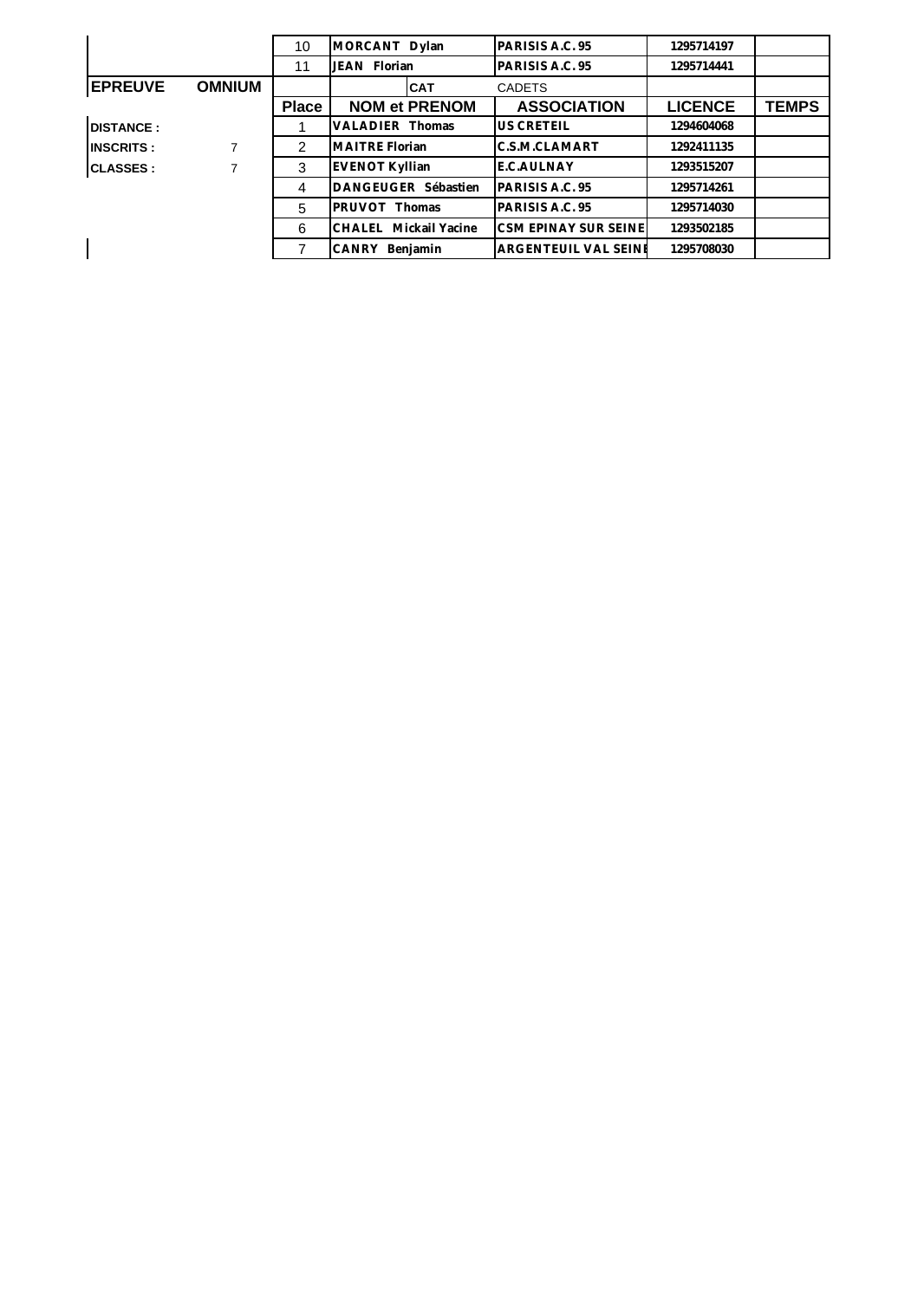| | | | | | | |
|---|---|---|---|---|---|---|
| | | 10 | MORCANT Dylan | PARISIS A.C. 95 | 1295714197 | |
| | | 11 | JEAN Florian | PARISIS A.C. 95 | 1295714441 | |

| **EPREUVE** | **OMNIUM** | | CAT | CADETS | | |
|---|---|---|---|---|---|---|
| | | **Place** | **NOM et PRENOM** | **ASSOCIATION** | **LICENCE** | **TEMPS** |
| **DISTANCE :** | | 1 | VALADIER Thomas | US CRETEIL | 1294604068 | |
| **INSCRITS :** | 7 | 2 | MAITRE Florian | C.S.M.CLAMART | 1292411135 | |
| **CLASSES :** | 7 | 3 | EVENOT Kyllian | E.C.AULNAY | 1293515207 | |
| | | 4 | DANGEUGER Sébastien | PARISIS A.C. 95 | 1295714261 | |
| | | 5 | PRUVOT Thomas | PARISIS A.C. 95 | 1295714030 | |
| | | 6 | CHALEL Mickail Yacine | CSM EPINAY SUR SEINE | 1293502185 | |
| | | 7 | CANRY Benjamin | ARGENTEUIL VAL SEINE | 1295708030 | |